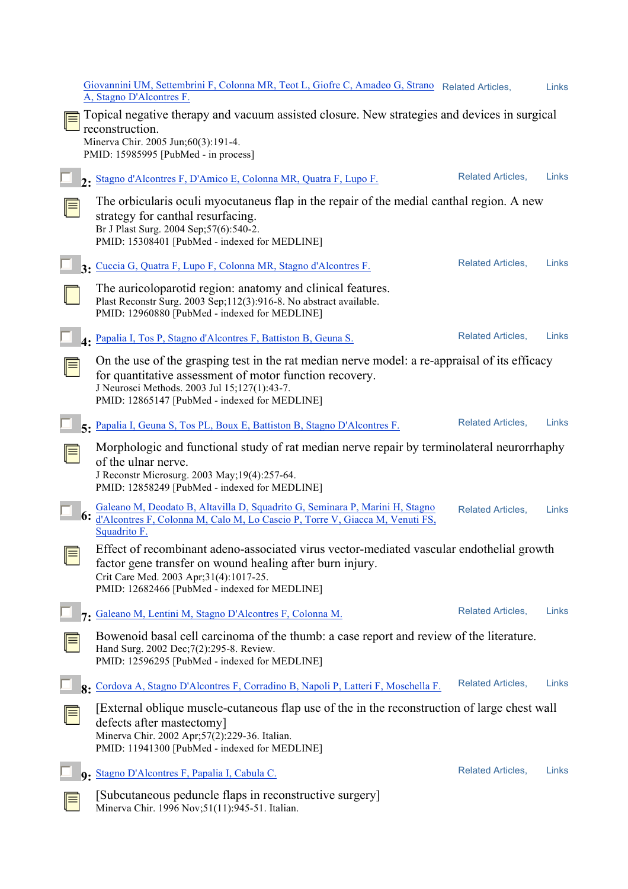Giovannini UM, Settembrini F, Colonna MR, Teot L, Giofre C, Amadeo G, Strano A, Stagno D'Alcontres F. Related Articles, Links

Topical negative therapy and vacuum assisted closure. New strategies and devices in surgical reconstruction.
Minerva Chir. 2005 Jun;60(3):191-4.
PMID: 15985995 [PubMed - in process]

2: Stagno d'Alcontres F, D'Amico E, Colonna MR, Quatra F, Lupo F. Related Articles, Links

The orbicularis oculi myocutaneous flap in the repair of the medial canthal region. A new strategy for canthal resurfacing.
Br J Plast Surg. 2004 Sep;57(6):540-2.
PMID: 15308401 [PubMed - indexed for MEDLINE]

3: Cuccia G, Quatra F, Lupo F, Colonna MR, Stagno d'Alcontres F. Related Articles, Links

The auricoloparotid region: anatomy and clinical features.
Plast Reconstr Surg. 2003 Sep;112(3):916-8. No abstract available.
PMID: 12960880 [PubMed - indexed for MEDLINE]

4: Papalia I, Tos P, Stagno d'Alcontres F, Battiston B, Geuna S. Related Articles, Links

On the use of the grasping test in the rat median nerve model: a re-appraisal of its efficacy for quantitative assessment of motor function recovery.
J Neurosci Methods. 2003 Jul 15;127(1):43-7.
PMID: 12865147 [PubMed - indexed for MEDLINE]

5: Papalia I, Geuna S, Tos PL, Boux E, Battiston B, Stagno D'Alcontres F. Related Articles, Links

Morphologic and functional study of rat median nerve repair by terminolateral neurorrhaphy of the ulnar nerve.
J Reconstr Microsurg. 2003 May;19(4):257-64.
PMID: 12858249 [PubMed - indexed for MEDLINE]

6: Galeano M, Deodato B, Altavilla D, Squadrito G, Seminara P, Marini H, Stagno d'Alcontres F, Colonna M, Calo M, Lo Cascio P, Torre V, Giacca M, Venuti FS, Squadrito F. Related Articles, Links

Effect of recombinant adeno-associated virus vector-mediated vascular endothelial growth factor gene transfer on wound healing after burn injury.
Crit Care Med. 2003 Apr;31(4):1017-25.
PMID: 12682466 [PubMed - indexed for MEDLINE]

7: Galeano M, Lentini M, Stagno D'Alcontres F, Colonna M. Related Articles, Links

Bowenoid basal cell carcinoma of the thumb: a case report and review of the literature.
Hand Surg. 2002 Dec;7(2):295-8. Review.
PMID: 12596295 [PubMed - indexed for MEDLINE]

8: Cordova A, Stagno D'Alcontres F, Corradino B, Napoli P, Latteri F, Moschella F. Related Articles, Links

[External oblique muscle-cutaneous flap use of the in the reconstruction of large chest wall defects after mastectomy]
Minerva Chir. 2002 Apr;57(2):229-36. Italian.
PMID: 11941300 [PubMed - indexed for MEDLINE]

9: Stagno D'Alcontres F, Papalia I, Cabula C. Related Articles, Links

[Subcutaneous peduncle flaps in reconstructive surgery]
Minerva Chir. 1996 Nov;51(11):945-51. Italian.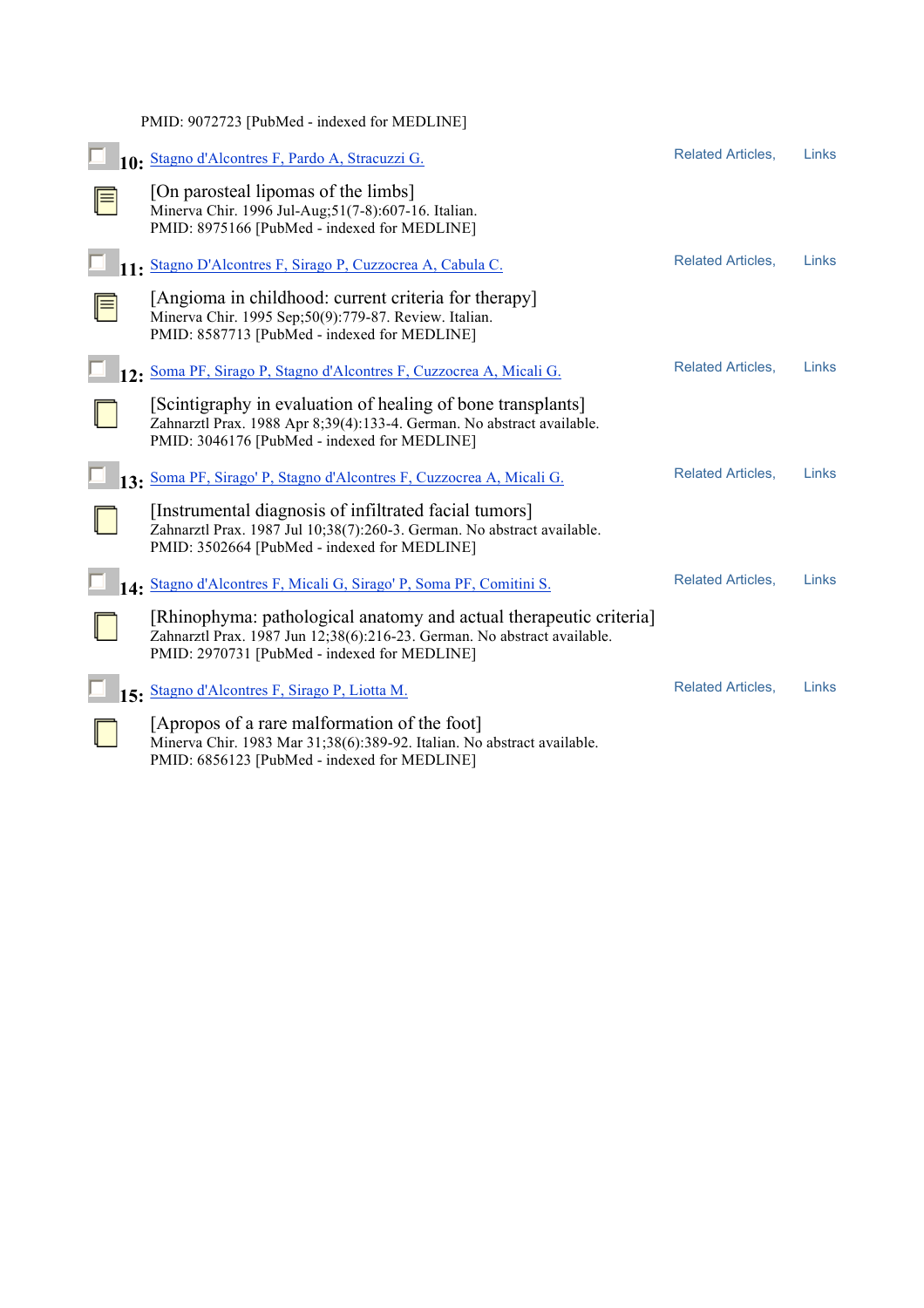PMID: 9072723 [PubMed - indexed for MEDLINE]

10: Stagno d'Alcontres F, Pardo A, Stracuzzi G. Related Articles, Links

[On parosteal lipomas of the limbs]
Minerva Chir. 1996 Jul-Aug;51(7-8):607-16. Italian.
PMID: 8975166 [PubMed - indexed for MEDLINE]

11: Stagno D'Alcontres F, Sirago P, Cuzzocrea A, Cabula C. Related Articles, Links

[Angioma in childhood: current criteria for therapy]
Minerva Chir. 1995 Sep;50(9):779-87. Review. Italian.
PMID: 8587713 [PubMed - indexed for MEDLINE]

12: Soma PF, Sirago P, Stagno d'Alcontres F, Cuzzocrea A, Micali G. Related Articles, Links

[Scintigraphy in evaluation of healing of bone transplants]
Zahnarztl Prax. 1988 Apr 8;39(4):133-4. German. No abstract available.
PMID: 3046176 [PubMed - indexed for MEDLINE]

13: Soma PF, Sirago' P, Stagno d'Alcontres F, Cuzzocrea A, Micali G. Related Articles, Links

[Instrumental diagnosis of infiltrated facial tumors]
Zahnarztl Prax. 1987 Jul 10;38(7):260-3. German. No abstract available.
PMID: 3502664 [PubMed - indexed for MEDLINE]

14: Stagno d'Alcontres F, Micali G, Sirago' P, Soma PF, Comitini S. Related Articles, Links

[Rhinophyma: pathological anatomy and actual therapeutic criteria]
Zahnarztl Prax. 1987 Jun 12;38(6):216-23. German. No abstract available.
PMID: 2970731 [PubMed - indexed for MEDLINE]

15: Stagno d'Alcontres F, Sirago P, Liotta M. Related Articles, Links

[Apropos of a rare malformation of the foot]
Minerva Chir. 1983 Mar 31;38(6):389-92. Italian. No abstract available.
PMID: 6856123 [PubMed - indexed for MEDLINE]